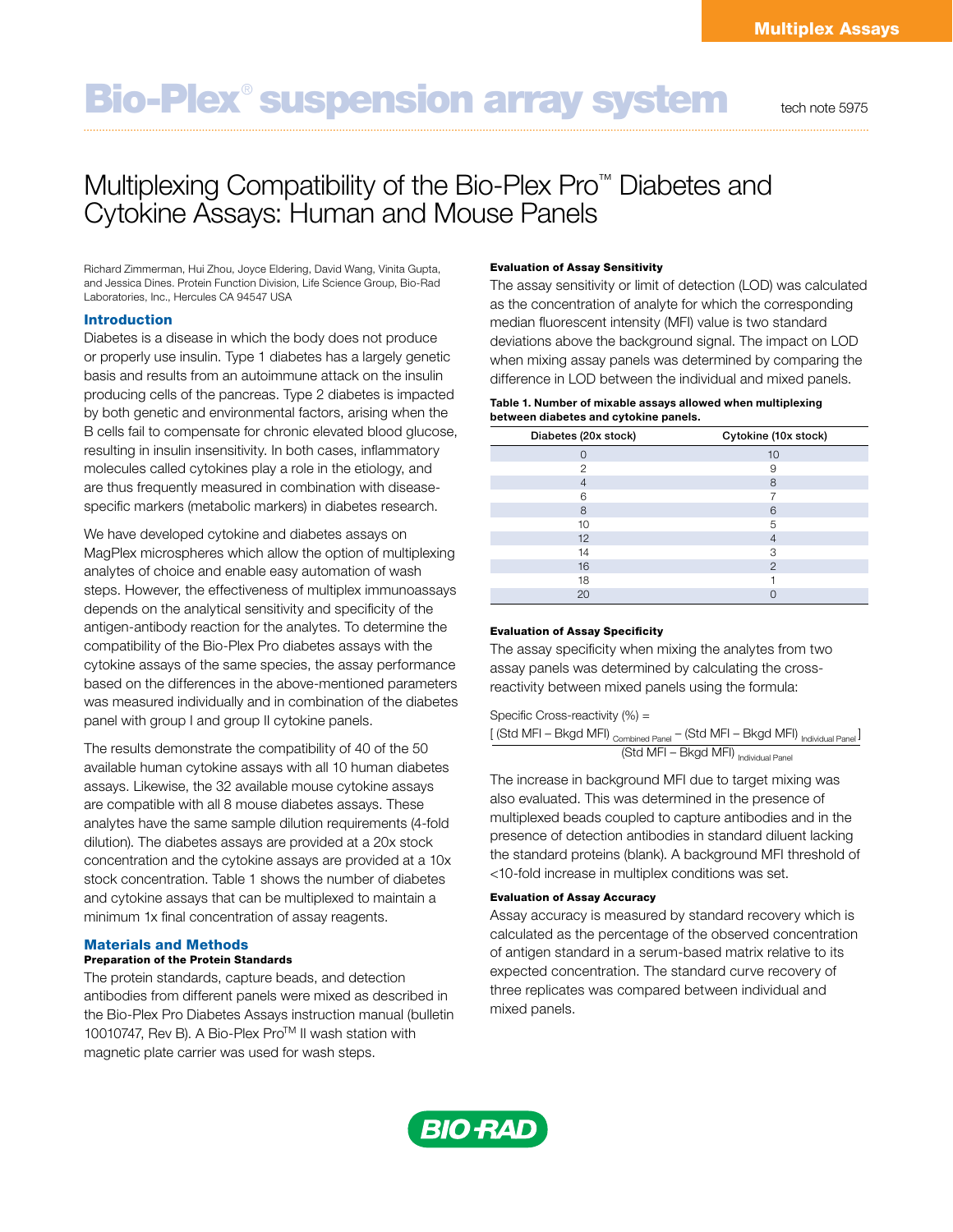# Bio-Plex® suspension array system

tech note 5975

## Multiplexing Compatibility of the Bio-Plex Pro™ Diabetes and Cytokine Assays: Human and Mouse Panels

Richard Zimmerman, Hui Zhou, Joyce Eldering, David Wang, Vinita Gupta, and Jessica Dines. Protein Function Division, Life Science Group, Bio-Rad Laboratories, Inc., Hercules CA 94547 USA

### Introduction

Diabetes is a disease in which the body does not produce or properly use insulin. Type 1 diabetes has a largely genetic basis and results from an autoimmune attack on the insulin producing cells of the pancreas. Type 2 diabetes is impacted by both genetic and environmental factors, arising when the B cells fail to compensate for chronic elevated blood glucose, resulting in insulin insensitivity. In both cases, inflammatory molecules called cytokines play a role in the etiology, and are thus frequently measured in combination with disease-specific markers (metabolic markers) in diabetes research.

We have developed cytokine and diabetes assays on MagPlex microspheres which allow the option of multiplexing analytes of choice and enable easy automation of wash steps. However, the effectiveness of multiplex immunoassays depends on the analytical sensitivity and specificity of the antigen-antibody reaction for the analytes. To determine the compatibility of the Bio-Plex Pro diabetes assays with the cytokine assays of the same species, the assay performance based on the differences in the above-mentioned parameters was measured individually and in combination of the diabetes panel with group I and group II cytokine panels.

The results demonstrate the compatibility of 40 of the 50 available human cytokine assays with all 10 human diabetes assays. Likewise, the 32 available mouse cytokine assays are compatible with all 8 mouse diabetes assays. These analytes have the same sample dilution requirements (4-fold dilution). The diabetes assays are provided at a 20x stock concentration and the cytokine assays are provided at a 10x stock concentration. Table 1 shows the number of diabetes and cytokine assays that can be multiplexed to maintain a minimum 1x final concentration of assay reagents.

### Materials and Methods

#### Preparation of the Protein Standards

The protein standards, capture beads, and detection antibodies from different panels were mixed as described in the Bio-Plex Pro Diabetes Assays instruction manual (bulletin 10010747, Rev B). A Bio-Plex Pro™ II wash station with magnetic plate carrier was used for wash steps.

#### Evaluation of Assay Sensitivity

The assay sensitivity or limit of detection (LOD) was calculated as the concentration of analyte for which the corresponding median fluorescent intensity (MFI) value is two standard deviations above the background signal. The impact on LOD when mixing assay panels was determined by comparing the difference in LOD between the individual and mixed panels.

**Table 1. Number of mixable assays allowed when multiplexing between diabetes and cytokine panels.**

| Diabetes (20x stock) | Cytokine (10x stock) |
|---|---|
| 0 | 10 |
| 2 | 9 |
| 4 | 8 |
| 6 | 7 |
| 8 | 6 |
| 10 | 5 |
| 12 | 4 |
| 14 | 3 |
| 16 | 2 |
| 18 | 1 |
| 20 | 0 |

#### Evaluation of Assay Specificity

The assay specificity when mixing the analytes from two assay panels was determined by calculating the cross-reactivity between mixed panels using the formula:

$$\text{Specific Cross-reactivity (\%)} = \frac{[\,(\text{Std MFI} - \text{Bkgd MFI})_{\text{Combined Panel}} - (\text{Std MFI} - \text{Bkgd MFI})_{\text{Individual Panel}}\,]}{(\text{Std MFI} - \text{Bkgd MFI})_{\text{Individual Panel}}}$$

The increase in background MFI due to target mixing was also evaluated. This was determined in the presence of multiplexed beads coupled to capture antibodies and in the presence of detection antibodies in standard diluent lacking the standard proteins (blank). A background MFI threshold of <10-fold increase in multiplex conditions was set.

#### Evaluation of Assay Accuracy

Assay accuracy is measured by standard recovery which is calculated as the percentage of the observed concentration of antigen standard in a serum-based matrix relative to its expected concentration. The standard curve recovery of three replicates was compared between individual and mixed panels.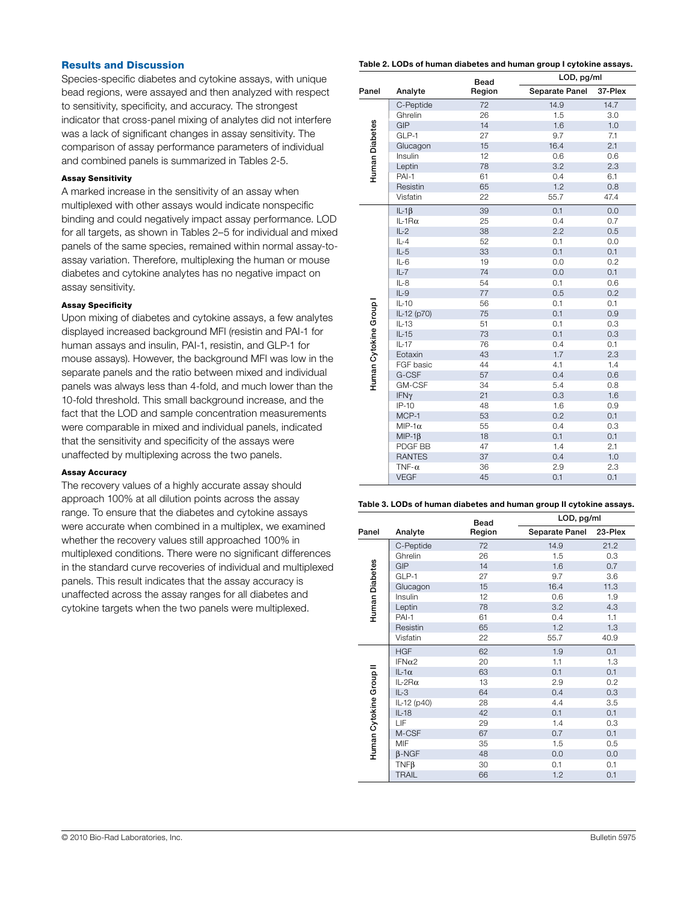## Results and Discussion

Species-specific diabetes and cytokine assays, with unique bead regions, were assayed and then analyzed with respect to sensitivity, specificity, and accuracy. The strongest indicator that cross-panel mixing of analytes did not interfere was a lack of significant changes in assay sensitivity. The comparison of assay performance parameters of individual and combined panels is summarized in Tables 2-5.

#### Assay Sensitivity

A marked increase in the sensitivity of an assay when multiplexed with other assays would indicate nonspecific binding and could negatively impact assay performance. LOD for all targets, as shown in Tables 2–5 for individual and mixed panels of the same species, remained within normal assay-to-assay variation. Therefore, multiplexing the human or mouse diabetes and cytokine analytes has no negative impact on assay sensitivity.

#### Assay Specificity

Upon mixing of diabetes and cytokine assays, a few analytes displayed increased background MFI (resistin and PAI-1 for human assays and insulin, PAI-1, resistin, and GLP-1 for mouse assays). However, the background MFI was low in the separate panels and the ratio between mixed and individual panels was always less than 4-fold, and much lower than the 10-fold threshold. This small background increase, and the fact that the LOD and sample concentration measurements were comparable in mixed and individual panels, indicated that the sensitivity and specificity of the assays were unaffected by multiplexing across the two panels.

#### Assay Accuracy

The recovery values of a highly accurate assay should approach 100% at all dilution points across the assay range. To ensure that the diabetes and cytokine assays were accurate when combined in a multiplex, we examined whether the recovery values still approached 100% in multiplexed conditions. There were no significant differences in the standard curve recoveries of individual and multiplexed panels. This result indicates that the assay accuracy is unaffected across the assay ranges for all diabetes and cytokine targets when the two panels were multiplexed.

**Table 2. LODs of human diabetes and human group I cytokine assays.**

| Panel | Analyte | Bead Region | LOD, pg/ml | |
|---|---|---|---|---|
| | | | Separate Panel | 37-Plex |
| Human Diabetes | C-Peptide | 72 | 14.9 | 14.7 |
| | Ghrelin | 26 | 1.5 | 3.0 |
| | GIP | 14 | 1.6 | 1.0 |
| | GLP-1 | 27 | 9.7 | 7.1 |
| | Glucagon | 15 | 16.4 | 2.1 |
| | Insulin | 12 | 0.6 | 0.6 |
| | Leptin | 78 | 3.2 | 2.3 |
| | PAI-1 | 61 | 0.4 | 6.1 |
| | Resistin | 65 | 1.2 | 0.8 |
| | Visfatin | 22 | 55.7 | 47.4 |
| Human Cytokine Group I | IL-1β | 39 | 0.1 | 0.0 |
| | IL-1Rα | 25 | 0.4 | 0.7 |
| | IL-2 | 38 | 2.2 | 0.5 |
| | IL-4 | 52 | 0.1 | 0.0 |
| | IL-5 | 33 | 0.1 | 0.1 |
| | IL-6 | 19 | 0.0 | 0.2 |
| | IL-7 | 74 | 0.0 | 0.1 |
| | IL-8 | 54 | 0.1 | 0.6 |
| | IL-9 | 77 | 0.5 | 0.2 |
| | IL-10 | 56 | 0.1 | 0.1 |
| | IL-12 (p70) | 75 | 0.1 | 0.9 |
| | IL-13 | 51 | 0.1 | 0.3 |
| | IL-15 | 73 | 0.1 | 0.3 |
| | IL-17 | 76 | 0.4 | 0.1 |
| | Eotaxin | 43 | 1.7 | 2.3 |
| | FGF basic | 44 | 4.1 | 1.4 |
| | G-CSF | 57 | 0.4 | 0.6 |
| | GM-CSF | 34 | 5.4 | 0.8 |
| | IFNγ | 21 | 0.3 | 1.6 |
| | IP-10 | 48 | 1.6 | 0.9 |
| | MCP-1 | 53 | 0.2 | 0.1 |
| | MIP-1α | 55 | 0.4 | 0.3 |
| | MIP-1β | 18 | 0.1 | 0.1 |
| | PDGF BB | 47 | 1.4 | 2.1 |
| | RANTES | 37 | 0.4 | 1.0 |
| | TNF-α | 36 | 2.9 | 2.3 |
| | VEGF | 45 | 0.1 | 0.1 |

**Table 3. LODs of human diabetes and human group II cytokine assays.**

| Panel | Analyte | Bead Region | LOD, pg/ml | |
|---|---|---|---|---|
| | | | Separate Panel | 23-Plex |
| Human Diabetes | C-Peptide | 72 | 14.9 | 21.2 |
| | Ghrelin | 26 | 1.5 | 0.3 |
| | GIP | 14 | 1.6 | 0.7 |
| | GLP-1 | 27 | 9.7 | 3.6 |
| | Glucagon | 15 | 16.4 | 11.3 |
| | Insulin | 12 | 0.6 | 1.9 |
| | Leptin | 78 | 3.2 | 4.3 |
| | PAI-1 | 61 | 0.4 | 1.1 |
| | Resistin | 65 | 1.2 | 1.3 |
| | Visfatin | 22 | 55.7 | 40.9 |
| Human Cytokine Group II | HGF | 62 | 1.9 | 0.1 |
| | IFNα2 | 20 | 1.1 | 1.3 |
| | IL-1α | 63 | 0.1 | 0.1 |
| | IL-2Rα | 13 | 2.9 | 0.2 |
| | IL-3 | 64 | 0.4 | 0.3 |
| | IL-12 (p40) | 28 | 4.4 | 3.5 |
| | IL-18 | 42 | 0.1 | 0.1 |
| | LIF | 29 | 1.4 | 0.3 |
| | M-CSF | 67 | 0.7 | 0.1 |
| | MIF | 35 | 1.5 | 0.5 |
| | β-NGF | 48 | 0.0 | 0.0 |
| | TNFβ | 30 | 0.1 | 0.1 |
| | TRAIL | 66 | 1.2 | 0.1 |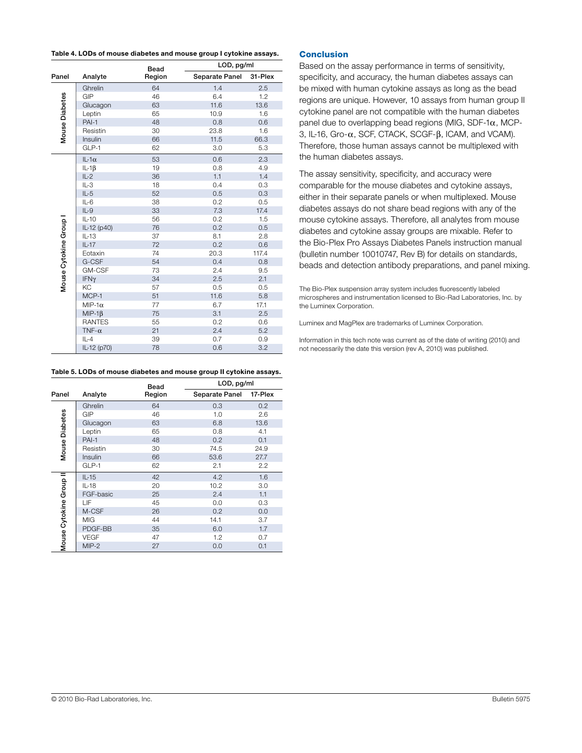**Table 4. LODs of mouse diabetes and mouse group I cytokine assays.**

| Panel | Analyte | Bead Region | LOD, pg/ml | |
|---|---|---|---|---|
| | | | Separate Panel | 31-Plex |
| Mouse Diabetes | Ghrelin | 64 | 1.4 | 2.5 |
| | GIP | 46 | 6.4 | 1.2 |
| | Glucagon | 63 | 11.6 | 13.6 |
| | Leptin | 65 | 10.9 | 1.6 |
| | PAI-1 | 48 | 0.8 | 0.6 |
| | Resistin | 30 | 23.8 | 1.6 |
| | Insulin | 66 | 11.5 | 66.3 |
| | GLP-1 | 62 | 3.0 | 5.3 |
| Mouse Cytokine Group I | IL-1α | 53 | 0.6 | 2.3 |
| | IL-1β | 19 | 0.8 | 4.9 |
| | IL-2 | 36 | 1.1 | 1.4 |
| | IL-3 | 18 | 0.4 | 0.3 |
| | IL-5 | 52 | 0.5 | 0.3 |
| | IL-6 | 38 | 0.2 | 0.5 |
| | IL-9 | 33 | 7.3 | 17.4 |
| | IL-10 | 56 | 0.2 | 1.5 |
| | IL-12 (p40) | 76 | 0.2 | 0.5 |
| | IL-13 | 37 | 8.1 | 2.8 |
| | IL-17 | 72 | 0.2 | 0.6 |
| | Eotaxin | 74 | 20.3 | 117.4 |
| | G-CSF | 54 | 0.4 | 0.8 |
| | GM-CSF | 73 | 2.4 | 9.5 |
| | IFNγ | 34 | 2.5 | 2.1 |
| | KC | 57 | 0.5 | 0.5 |
| | MCP-1 | 51 | 11.6 | 5.8 |
| | MIP-1α | 77 | 6.7 | 17.1 |
| | MIP-1β | 75 | 3.1 | 2.5 |
| | RANTES | 55 | 0.2 | 0.6 |
| | TNF-α | 21 | 2.4 | 5.2 |
| | IL-4 | 39 | 0.7 | 0.9 |
| | IL-12 (p70) | 78 | 0.6 | 3.2 |

**Table 5. LODs of mouse diabetes and mouse group II cytokine assays.**

| Panel | Analyte | Bead Region | LOD, pg/ml | |
|---|---|---|---|---|
| | | | Separate Panel | 17-Plex |
| Mouse Diabetes | Ghrelin | 64 | 0.3 | 0.2 |
| | GIP | 46 | 1.0 | 2.6 |
| | Glucagon | 63 | 6.8 | 13.6 |
| | Leptin | 65 | 0.8 | 4.1 |
| | PAI-1 | 48 | 0.2 | 0.1 |
| | Resistin | 30 | 74.5 | 24.9 |
| | Insulin | 66 | 53.6 | 27.7 |
| | GLP-1 | 62 | 2.1 | 2.2 |
| Mouse Cytokine Group II | IL-15 | 42 | 4.2 | 1.6 |
| | IL-18 | 20 | 10.2 | 3.0 |
| | FGF-basic | 25 | 2.4 | 1.1 |
| | LIF | 45 | 0.0 | 0.3 |
| | M-CSF | 26 | 0.2 | 0.0 |
| | MIG | 44 | 14.1 | 3.7 |
| | PDGF-BB | 35 | 6.0 | 1.7 |
| | VEGF | 47 | 1.2 | 0.7 |
| | MIP-2 | 27 | 0.0 | 0.1 |

## Conclusion

Based on the assay performance in terms of sensitivity, specificity, and accuracy, the human diabetes assays can be mixed with human cytokine assays as long as the bead regions are unique. However, 10 assays from human group II cytokine panel are not compatible with the human diabetes panel due to overlapping bead regions (MIG, SDF-1α, MCP-3, IL-16, Gro-α, SCF, CTACK, SCGF-β, ICAM, and VCAM). Therefore, those human assays cannot be multiplexed with the human diabetes assays.

The assay sensitivity, specificity, and accuracy were comparable for the mouse diabetes and cytokine assays, either in their separate panels or when multiplexed. Mouse diabetes assays do not share bead regions with any of the mouse cytokine assays. Therefore, all analytes from mouse diabetes and cytokine assay groups are mixable. Refer to the Bio-Plex Pro Assays Diabetes Panels instruction manual (bulletin number 10010747, Rev B) for details on standards, beads and detection antibody preparations, and panel mixing.

The Bio-Plex suspension array system includes fluorescently labeled microspheres and instrumentation licensed to Bio-Rad Laboratories, Inc. by the Luminex Corporation.

Luminex and MagPlex are trademarks of Luminex Corporation.

Information in this tech note was current as of the date of writing (2010) and not necessarily the date this version (rev A, 2010) was published.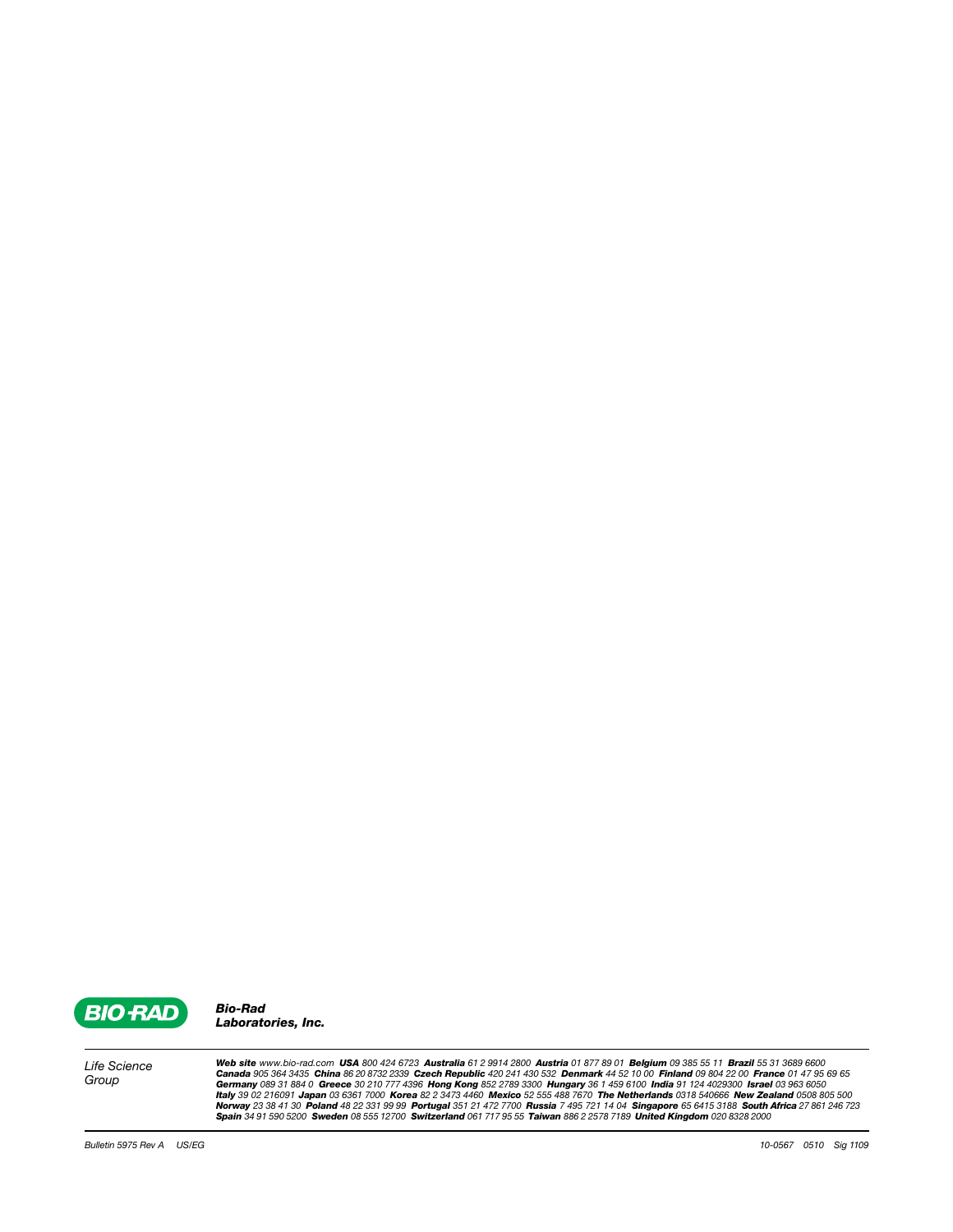**BIO-RAD**

***Bio-Rad Laboratories, Inc.***

*Life Science Group*

***Web site*** *www.bio-rad.com* ***USA*** *800 424 6723* ***Australia*** *61 2 9914 2800* ***Austria*** *01 877 89 01* ***Belgium*** *09 385 55 11* ***Brazil*** *55 31 3689 6600* ***Canada*** *905 364 3435* ***China*** *86 20 8732 2339* ***Czech Republic*** *420 241 430 532* ***Denmark*** *44 52 10 00* ***Finland*** *09 804 22 00* ***France*** *01 47 95 69 65* ***Germany*** *089 31 884 0* ***Greece*** *30 210 777 4396* ***Hong Kong*** *852 2789 3300* ***Hungary*** *36 1 459 6100* ***India*** *91 124 4029300* ***Israel*** *03 963 6050* ***Italy*** *39 02 216091* ***Japan*** *03 6361 7000* ***Korea*** *82 2 3473 4460* ***Mexico*** *52 555 488 7670* ***The Netherlands*** *0318 540666* ***New Zealand*** *0508 805 500* ***Norway*** *23 38 41 30* ***Poland*** *48 22 331 99 99* ***Portugal*** *351 21 472 7700* ***Russia*** *7 495 721 14 04* ***Singapore*** *65 6415 3188* ***South Africa*** *27 861 246 723* ***Spain*** *34 91 590 5200* ***Sweden*** *08 555 12700* ***Switzerland*** *061 717 95 55* ***Taiwan*** *886 2 2578 7189* ***United Kingdom*** *020 8328 2000*

*Bulletin 5975 Rev A US/EG* *10-0567 0510 Sig 1109*